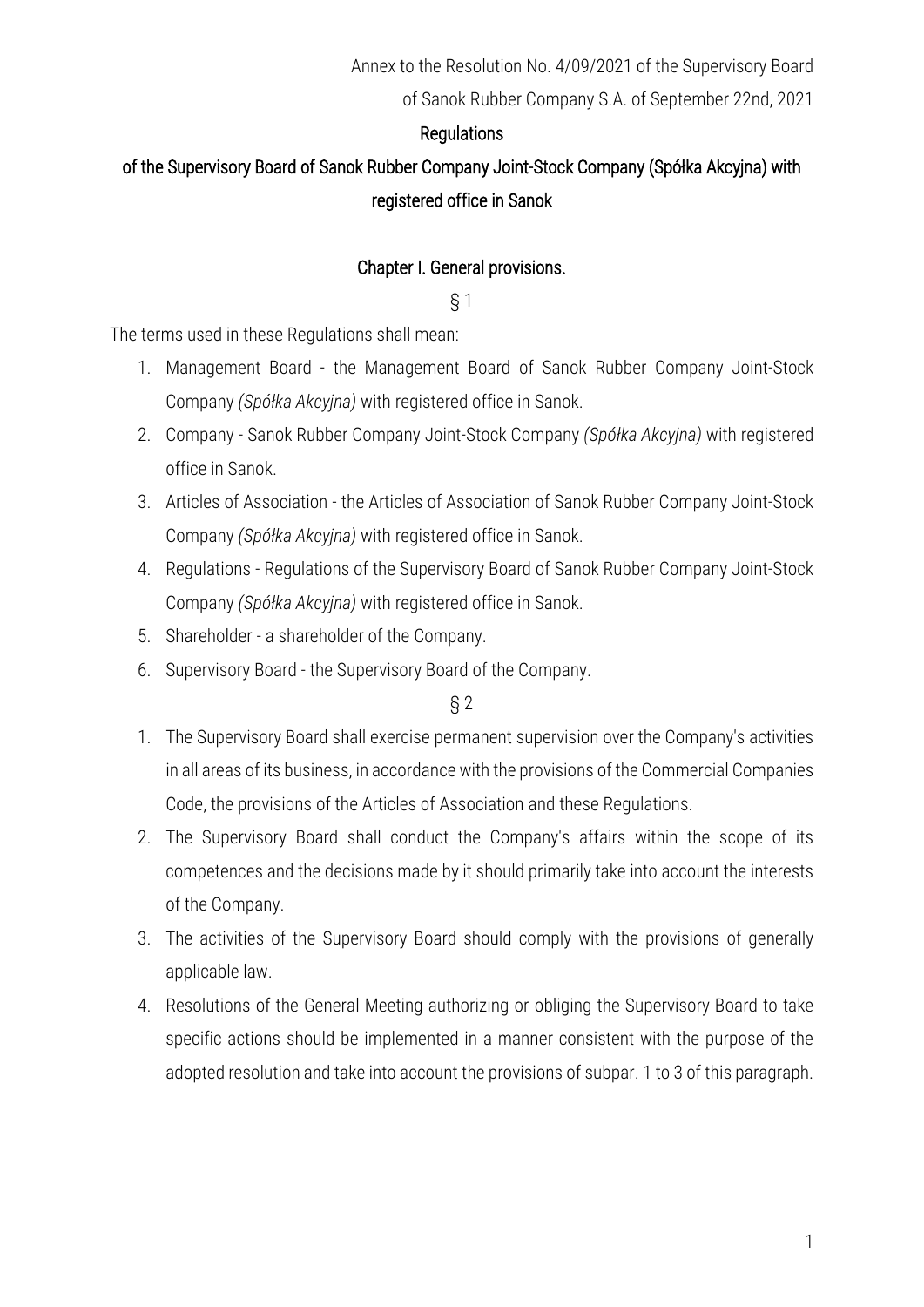Annex to the Resolution No. 4/09/2021 of the Supervisory Board
of Sanok Rubber Company S.A. of September 22nd, 2021

# Regulations
# of the Supervisory Board of Sanok Rubber Company Joint-Stock Company (Spółka Akcyjna) with registered office in Sanok

## Chapter I. General provisions.

§ 1

The terms used in these Regulations shall mean:

1. Management Board - the Management Board of Sanok Rubber Company Joint-Stock Company *(Spółka Akcyjna)* with registered office in Sanok.
2. Company - Sanok Rubber Company Joint-Stock Company *(Spółka Akcyjna)* with registered office in Sanok.
3. Articles of Association - the Articles of Association of Sanok Rubber Company Joint-Stock Company *(Spółka Akcyjna)* with registered office in Sanok.
4. Regulations - Regulations of the Supervisory Board of Sanok Rubber Company Joint-Stock Company *(Spółka Akcyjna)* with registered office in Sanok.
5. Shareholder - a shareholder of the Company.
6. Supervisory Board - the Supervisory Board of the Company.

§ 2

1. The Supervisory Board shall exercise permanent supervision over the Company's activities in all areas of its business, in accordance with the provisions of the Commercial Companies Code, the provisions of the Articles of Association and these Regulations.
2. The Supervisory Board shall conduct the Company's affairs within the scope of its competences and the decisions made by it should primarily take into account the interests of the Company.
3. The activities of the Supervisory Board should comply with the provisions of generally applicable law.
4. Resolutions of the General Meeting authorizing or obliging the Supervisory Board to take specific actions should be implemented in a manner consistent with the purpose of the adopted resolution and take into account the provisions of subpar. 1 to 3 of this paragraph.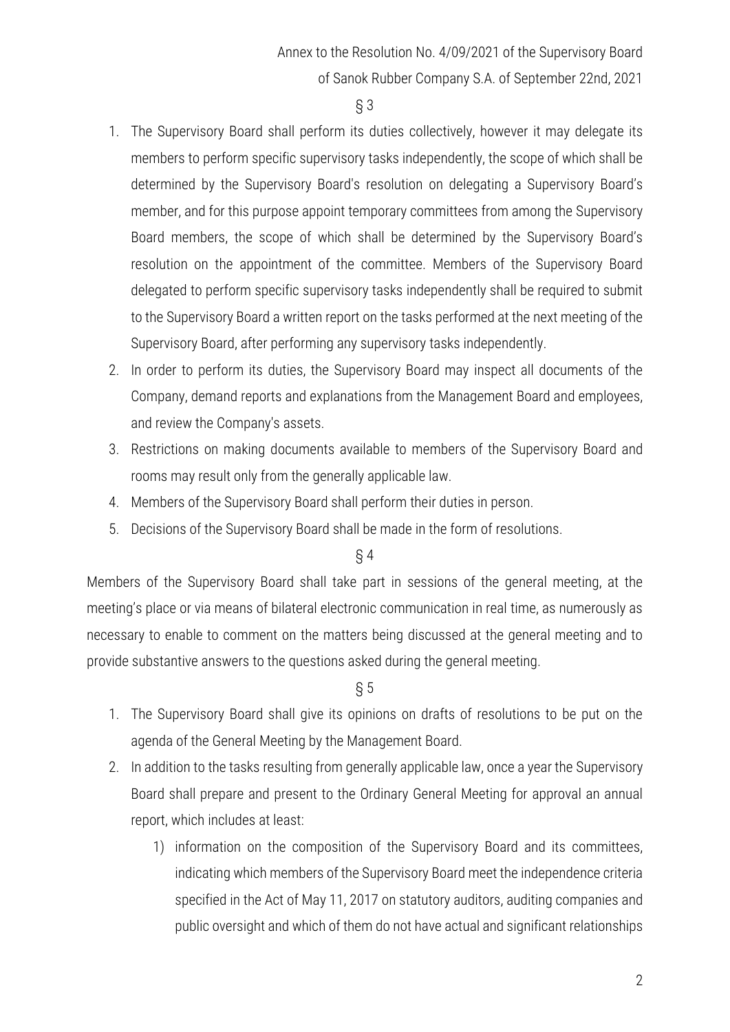Annex to the Resolution No. 4/09/2021 of the Supervisory Board of Sanok Rubber Company S.A. of September 22nd, 2021

§ 3

1. The Supervisory Board shall perform its duties collectively, however it may delegate its members to perform specific supervisory tasks independently, the scope of which shall be determined by the Supervisory Board's resolution on delegating a Supervisory Board's member, and for this purpose appoint temporary committees from among the Supervisory Board members, the scope of which shall be determined by the Supervisory Board's resolution on the appointment of the committee. Members of the Supervisory Board delegated to perform specific supervisory tasks independently shall be required to submit to the Supervisory Board a written report on the tasks performed at the next meeting of the Supervisory Board, after performing any supervisory tasks independently.
2. In order to perform its duties, the Supervisory Board may inspect all documents of the Company, demand reports and explanations from the Management Board and employees, and review the Company's assets.
3. Restrictions on making documents available to members of the Supervisory Board and rooms may result only from the generally applicable law.
4. Members of the Supervisory Board shall perform their duties in person.
5. Decisions of the Supervisory Board shall be made in the form of resolutions.

§ 4

Members of the Supervisory Board shall take part in sessions of the general meeting, at the meeting's place or via means of bilateral electronic communication in real time, as numerously as necessary to enable to comment on the matters being discussed at the general meeting and to provide substantive answers to the questions asked during the general meeting.

§ 5

1. The Supervisory Board shall give its opinions on drafts of resolutions to be put on the agenda of the General Meeting by the Management Board.
2. In addition to the tasks resulting from generally applicable law, once a year the Supervisory Board shall prepare and present to the Ordinary General Meeting for approval an annual report, which includes at least:
   1) information on the composition of the Supervisory Board and its committees, indicating which members of the Supervisory Board meet the independence criteria specified in the Act of May 11, 2017 on statutory auditors, auditing companies and public oversight and which of them do not have actual and significant relationships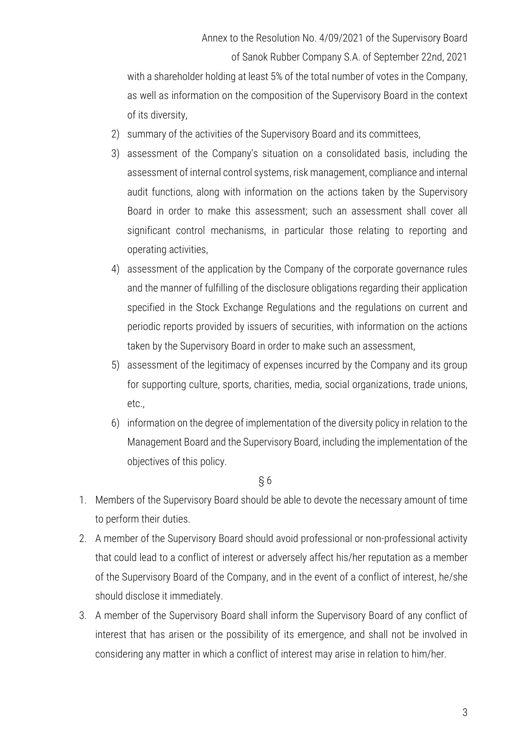with a shareholder holding at least 5% of the total number of votes in the Company, as well as information on the composition of the Supervisory Board in the context of its diversity,

2) summary of the activities of the Supervisory Board and its committees,
3) assessment of the Company's situation on a consolidated basis, including the assessment of internal control systems, risk management, compliance and internal audit functions, along with information on the actions taken by the Supervisory Board in order to make this assessment; such an assessment shall cover all significant control mechanisms, in particular those relating to reporting and operating activities,
4) assessment of the application by the Company of the corporate governance rules and the manner of fulfilling of the disclosure obligations regarding their application specified in the Stock Exchange Regulations and the regulations on current and periodic reports provided by issuers of securities, with information on the actions taken by the Supervisory Board in order to make such an assessment,
5) assessment of the legitimacy of expenses incurred by the Company and its group for supporting culture, sports, charities, media, social organizations, trade unions, etc.,
6) information on the degree of implementation of the diversity policy in relation to the Management Board and the Supervisory Board, including the implementation of the objectives of this policy.

§ 6

1. Members of the Supervisory Board should be able to devote the necessary amount of time to perform their duties.
2. A member of the Supervisory Board should avoid professional or non-professional activity that could lead to a conflict of interest or adversely affect his/her reputation as a member of the Supervisory Board of the Company, and in the event of a conflict of interest, he/she should disclose it immediately.
3. A member of the Supervisory Board shall inform the Supervisory Board of any conflict of interest that has arisen or the possibility of its emergence, and shall not be involved in considering any matter in which a conflict of interest may arise in relation to him/her.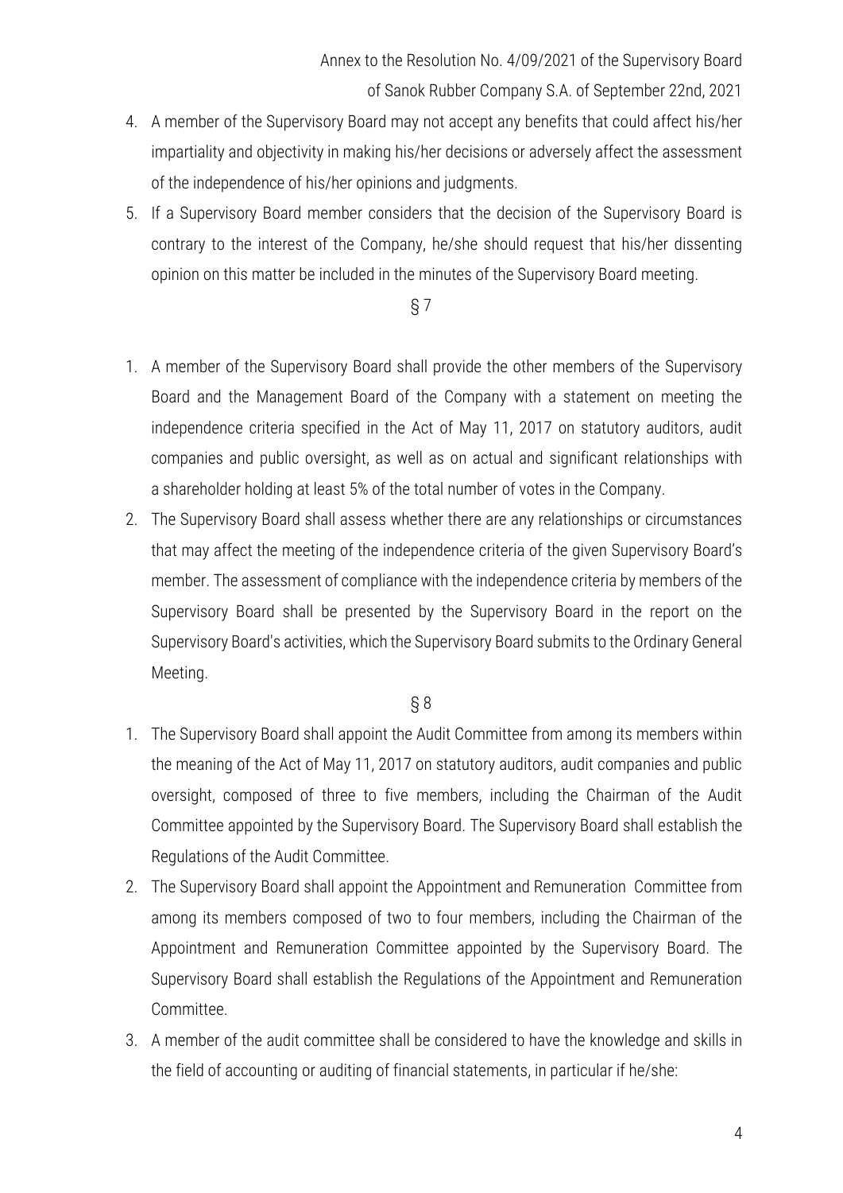4. A member of the Supervisory Board may not accept any benefits that could affect his/her impartiality and objectivity in making his/her decisions or adversely affect the assessment of the independence of his/her opinions and judgments.
5. If a Supervisory Board member considers that the decision of the Supervisory Board is contrary to the interest of the Company, he/she should request that his/her dissenting opinion on this matter be included in the minutes of the Supervisory Board meeting.

§ 7

1. A member of the Supervisory Board shall provide the other members of the Supervisory Board and the Management Board of the Company with a statement on meeting the independence criteria specified in the Act of May 11, 2017 on statutory auditors, audit companies and public oversight, as well as on actual and significant relationships with a shareholder holding at least 5% of the total number of votes in the Company.
2. The Supervisory Board shall assess whether there are any relationships or circumstances that may affect the meeting of the independence criteria of the given Supervisory Board's member. The assessment of compliance with the independence criteria by members of the Supervisory Board shall be presented by the Supervisory Board in the report on the Supervisory Board's activities, which the Supervisory Board submits to the Ordinary General Meeting.

§ 8

1. The Supervisory Board shall appoint the Audit Committee from among its members within the meaning of the Act of May 11, 2017 on statutory auditors, audit companies and public oversight, composed of three to five members, including the Chairman of the Audit Committee appointed by the Supervisory Board. The Supervisory Board shall establish the Regulations of the Audit Committee.
2. The Supervisory Board shall appoint the Appointment and Remuneration Committee from among its members composed of two to four members, including the Chairman of the Appointment and Remuneration Committee appointed by the Supervisory Board. The Supervisory Board shall establish the Regulations of the Appointment and Remuneration Committee.
3. A member of the audit committee shall be considered to have the knowledge and skills in the field of accounting or auditing of financial statements, in particular if he/she: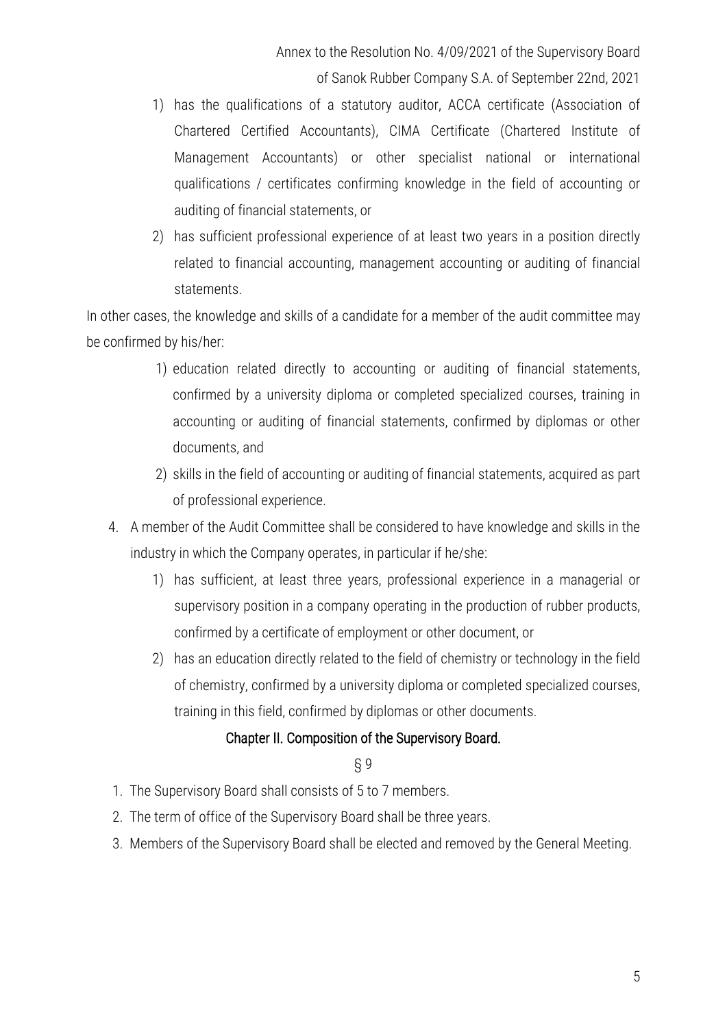1) has the qualifications of a statutory auditor, ACCA certificate (Association of Chartered Certified Accountants), CIMA Certificate (Chartered Institute of Management Accountants) or other specialist national or international qualifications / certificates confirming knowledge in the field of accounting or auditing of financial statements, or
2) has sufficient professional experience of at least two years in a position directly related to financial accounting, management accounting or auditing of financial statements.

In other cases, the knowledge and skills of a candidate for a member of the audit committee may be confirmed by his/her:

1) education related directly to accounting or auditing of financial statements, confirmed by a university diploma or completed specialized courses, training in accounting or auditing of financial statements, confirmed by diplomas or other documents, and
2) skills in the field of accounting or auditing of financial statements, acquired as part of professional experience.

4. A member of the Audit Committee shall be considered to have knowledge and skills in the industry in which the Company operates, in particular if he/she:
   1) has sufficient, at least three years, professional experience in a managerial or supervisory position in a company operating in the production of rubber products, confirmed by a certificate of employment or other document, or
   2) has an education directly related to the field of chemistry or technology in the field of chemistry, confirmed by a university diploma or completed specialized courses, training in this field, confirmed by diplomas or other documents.

## Chapter II. Composition of the Supervisory Board.

§ 9

1. The Supervisory Board shall consists of 5 to 7 members.
2. The term of office of the Supervisory Board shall be three years.
3. Members of the Supervisory Board shall be elected and removed by the General Meeting.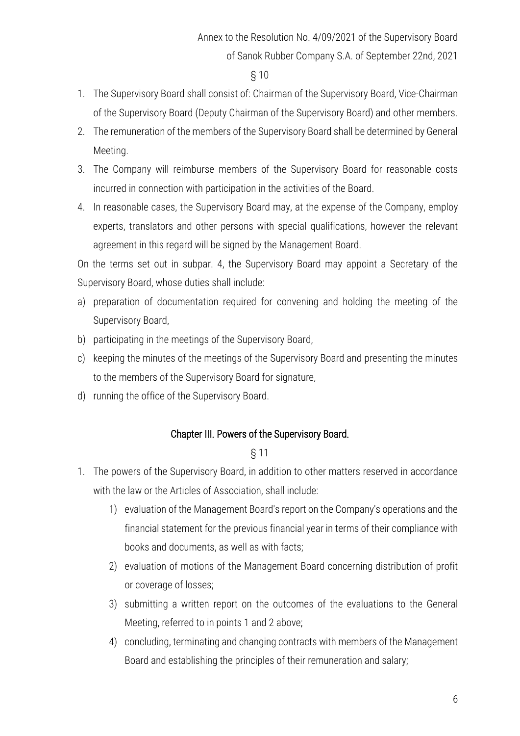§ 10

1. The Supervisory Board shall consist of: Chairman of the Supervisory Board, Vice-Chairman of the Supervisory Board (Deputy Chairman of the Supervisory Board) and other members.
2. The remuneration of the members of the Supervisory Board shall be determined by General Meeting.
3. The Company will reimburse members of the Supervisory Board for reasonable costs incurred in connection with participation in the activities of the Board.
4. In reasonable cases, the Supervisory Board may, at the expense of the Company, employ experts, translators and other persons with special qualifications, however the relevant agreement in this regard will be signed by the Management Board.

On the terms set out in subpar. 4, the Supervisory Board may appoint a Secretary of the Supervisory Board, whose duties shall include:

a) preparation of documentation required for convening and holding the meeting of the Supervisory Board,
b) participating in the meetings of the Supervisory Board,
c) keeping the minutes of the meetings of the Supervisory Board and presenting the minutes to the members of the Supervisory Board for signature,
d) running the office of the Supervisory Board.

## Chapter III. Powers of the Supervisory Board.

§ 11

1. The powers of the Supervisory Board, in addition to other matters reserved in accordance with the law or the Articles of Association, shall include:
   1) evaluation of the Management Board's report on the Company's operations and the financial statement for the previous financial year in terms of their compliance with books and documents, as well as with facts;
   2) evaluation of motions of the Management Board concerning distribution of profit or coverage of losses;
   3) submitting a written report on the outcomes of the evaluations to the General Meeting, referred to in points 1 and 2 above;
   4) concluding, terminating and changing contracts with members of the Management Board and establishing the principles of their remuneration and salary;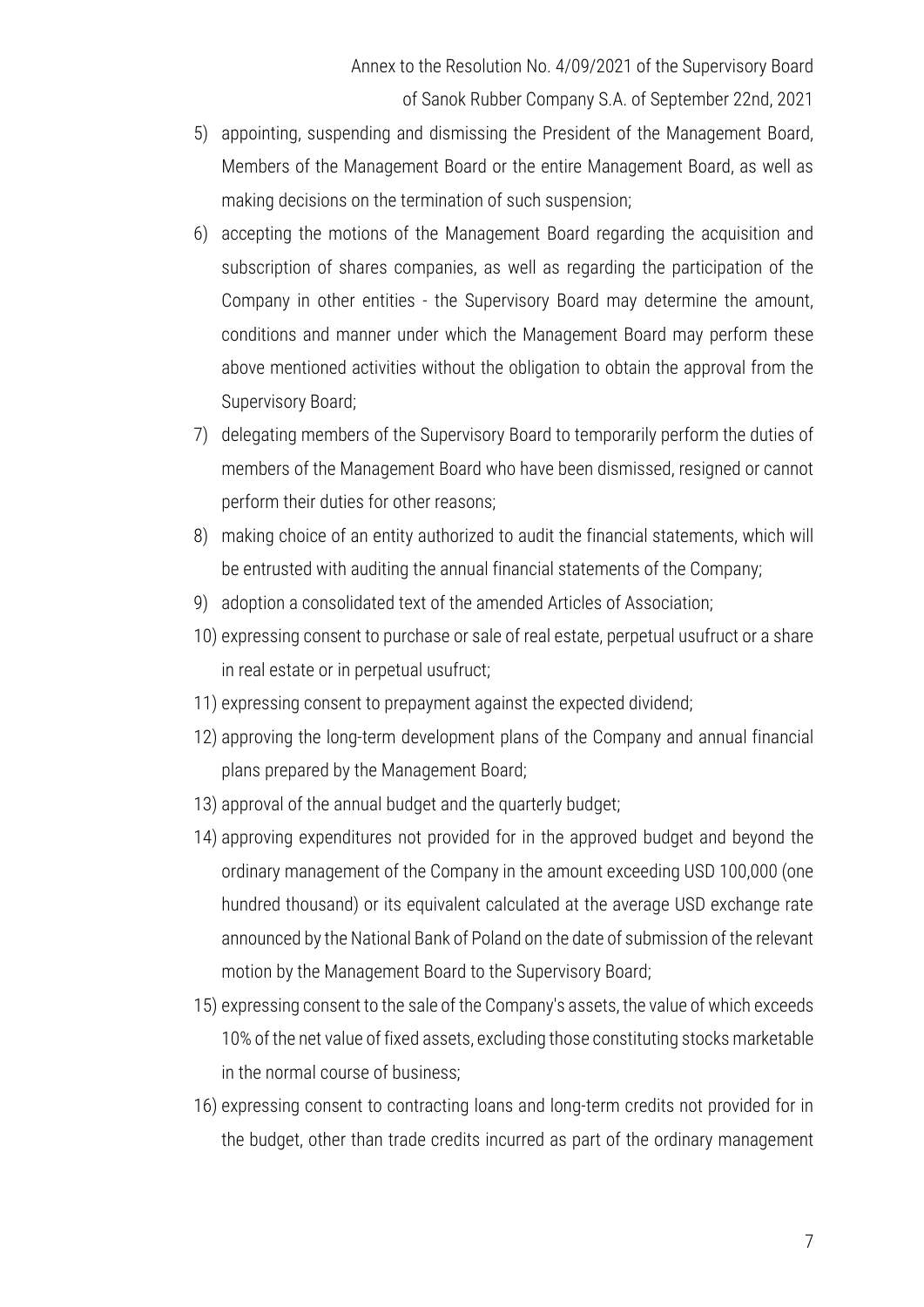5) appointing, suspending and dismissing the President of the Management Board, Members of the Management Board or the entire Management Board, as well as making decisions on the termination of such suspension;
6) accepting the motions of the Management Board regarding the acquisition and subscription of shares companies, as well as regarding the participation of the Company in other entities - the Supervisory Board may determine the amount, conditions and manner under which the Management Board may perform these above mentioned activities without the obligation to obtain the approval from the Supervisory Board;
7) delegating members of the Supervisory Board to temporarily perform the duties of members of the Management Board who have been dismissed, resigned or cannot perform their duties for other reasons;
8) making choice of an entity authorized to audit the financial statements, which will be entrusted with auditing the annual financial statements of the Company;
9) adoption a consolidated text of the amended Articles of Association;
10) expressing consent to purchase or sale of real estate, perpetual usufruct or a share in real estate or in perpetual usufruct;
11) expressing consent to prepayment against the expected dividend;
12) approving the long-term development plans of the Company and annual financial plans prepared by the Management Board;
13) approval of the annual budget and the quarterly budget;
14) approving expenditures not provided for in the approved budget and beyond the ordinary management of the Company in the amount exceeding USD 100,000 (one hundred thousand) or its equivalent calculated at the average USD exchange rate announced by the National Bank of Poland on the date of submission of the relevant motion by the Management Board to the Supervisory Board;
15) expressing consent to the sale of the Company's assets, the value of which exceeds 10% of the net value of fixed assets, excluding those constituting stocks marketable in the normal course of business;
16) expressing consent to contracting loans and long-term credits not provided for in the budget, other than trade credits incurred as part of the ordinary management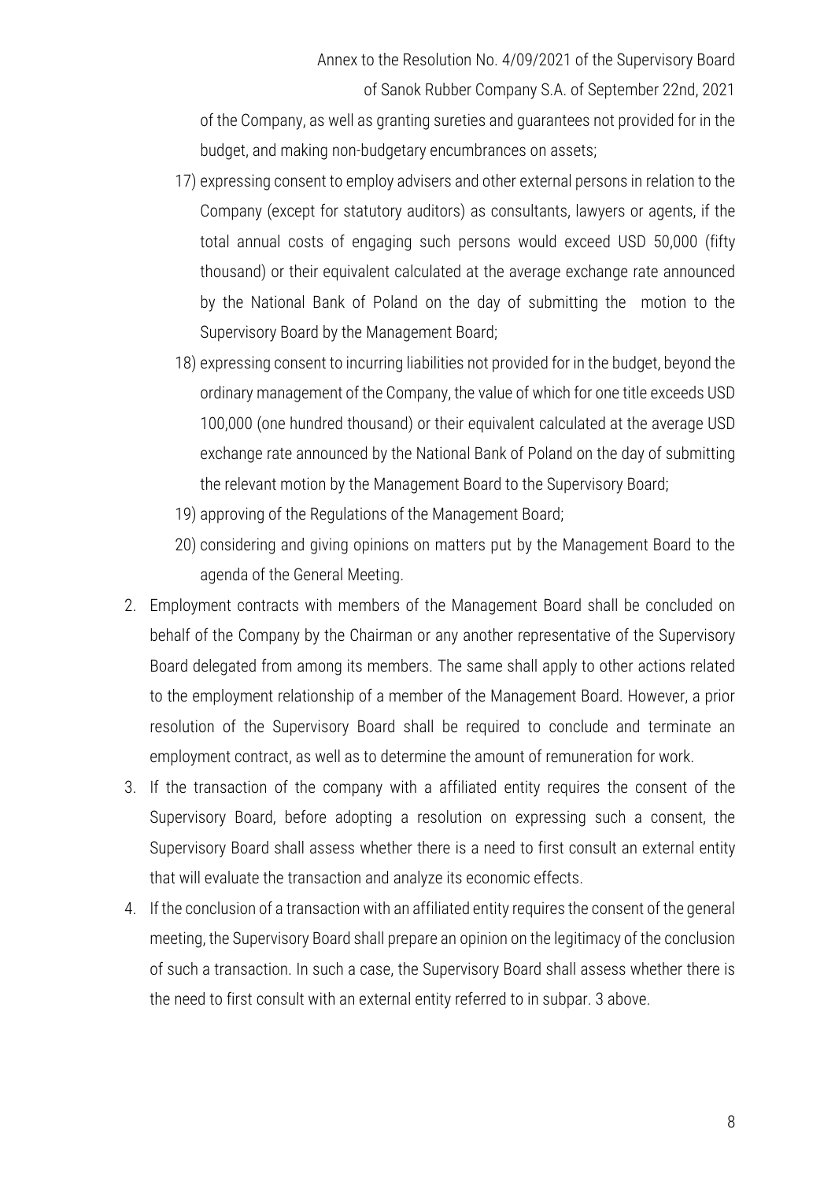of the Company, as well as granting sureties and guarantees not provided for in the budget, and making non-budgetary encumbrances on assets;

17) expressing consent to employ advisers and other external persons in relation to the Company (except for statutory auditors) as consultants, lawyers or agents, if the total annual costs of engaging such persons would exceed USD 50,000 (fifty thousand) or their equivalent calculated at the average exchange rate announced by the National Bank of Poland on the day of submitting the motion to the Supervisory Board by the Management Board;

18) expressing consent to incurring liabilities not provided for in the budget, beyond the ordinary management of the Company, the value of which for one title exceeds USD 100,000 (one hundred thousand) or their equivalent calculated at the average USD exchange rate announced by the National Bank of Poland on the day of submitting the relevant motion by the Management Board to the Supervisory Board;

19) approving of the Regulations of the Management Board;

20) considering and giving opinions on matters put by the Management Board to the agenda of the General Meeting.

2. Employment contracts with members of the Management Board shall be concluded on behalf of the Company by the Chairman or any another representative of the Supervisory Board delegated from among its members. The same shall apply to other actions related to the employment relationship of a member of the Management Board. However, a prior resolution of the Supervisory Board shall be required to conclude and terminate an employment contract, as well as to determine the amount of remuneration for work.

3. If the transaction of the company with a affiliated entity requires the consent of the Supervisory Board, before adopting a resolution on expressing such a consent, the Supervisory Board shall assess whether there is a need to first consult an external entity that will evaluate the transaction and analyze its economic effects.

4. If the conclusion of a transaction with an affiliated entity requires the consent of the general meeting, the Supervisory Board shall prepare an opinion on the legitimacy of the conclusion of such a transaction. In such a case, the Supervisory Board shall assess whether there is the need to first consult with an external entity referred to in subpar. 3 above.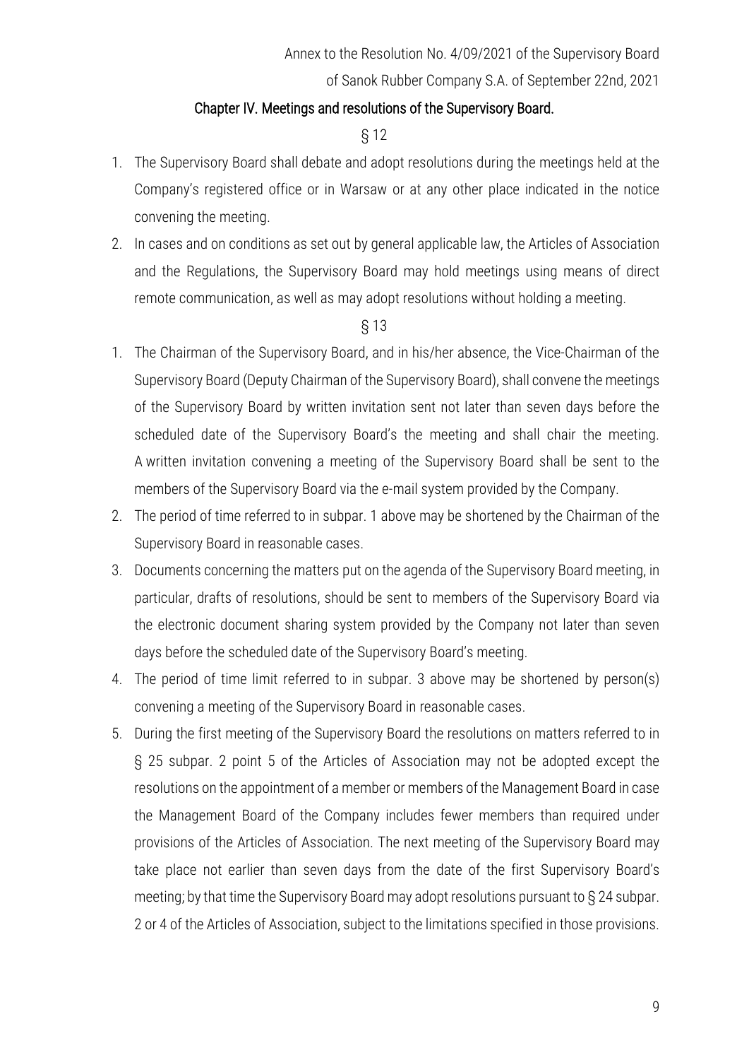Annex to the Resolution No. 4/09/2021 of the Supervisory Board

of Sanok Rubber Company S.A. of September 22nd, 2021

## Chapter IV. Meetings and resolutions of the Supervisory Board.

§ 12

1. The Supervisory Board shall debate and adopt resolutions during the meetings held at the Company's registered office or in Warsaw or at any other place indicated in the notice convening the meeting.
2. In cases and on conditions as set out by general applicable law, the Articles of Association and the Regulations, the Supervisory Board may hold meetings using means of direct remote communication, as well as may adopt resolutions without holding a meeting.

§ 13

1. The Chairman of the Supervisory Board, and in his/her absence, the Vice-Chairman of the Supervisory Board (Deputy Chairman of the Supervisory Board), shall convene the meetings of the Supervisory Board by written invitation sent not later than seven days before the scheduled date of the Supervisory Board's the meeting and shall chair the meeting. A written invitation convening a meeting of the Supervisory Board shall be sent to the members of the Supervisory Board via the e-mail system provided by the Company.
2. The period of time referred to in subpar. 1 above may be shortened by the Chairman of the Supervisory Board in reasonable cases.
3. Documents concerning the matters put on the agenda of the Supervisory Board meeting, in particular, drafts of resolutions, should be sent to members of the Supervisory Board via the electronic document sharing system provided by the Company not later than seven days before the scheduled date of the Supervisory Board's meeting.
4. The period of time limit referred to in subpar. 3 above may be shortened by person(s) convening a meeting of the Supervisory Board in reasonable cases.
5. During the first meeting of the Supervisory Board the resolutions on matters referred to in § 25 subpar. 2 point 5 of the Articles of Association may not be adopted except the resolutions on the appointment of a member or members of the Management Board in case the Management Board of the Company includes fewer members than required under provisions of the Articles of Association. The next meeting of the Supervisory Board may take place not earlier than seven days from the date of the first Supervisory Board's meeting; by that time the Supervisory Board may adopt resolutions pursuant to § 24 subpar. 2 or 4 of the Articles of Association, subject to the limitations specified in those provisions.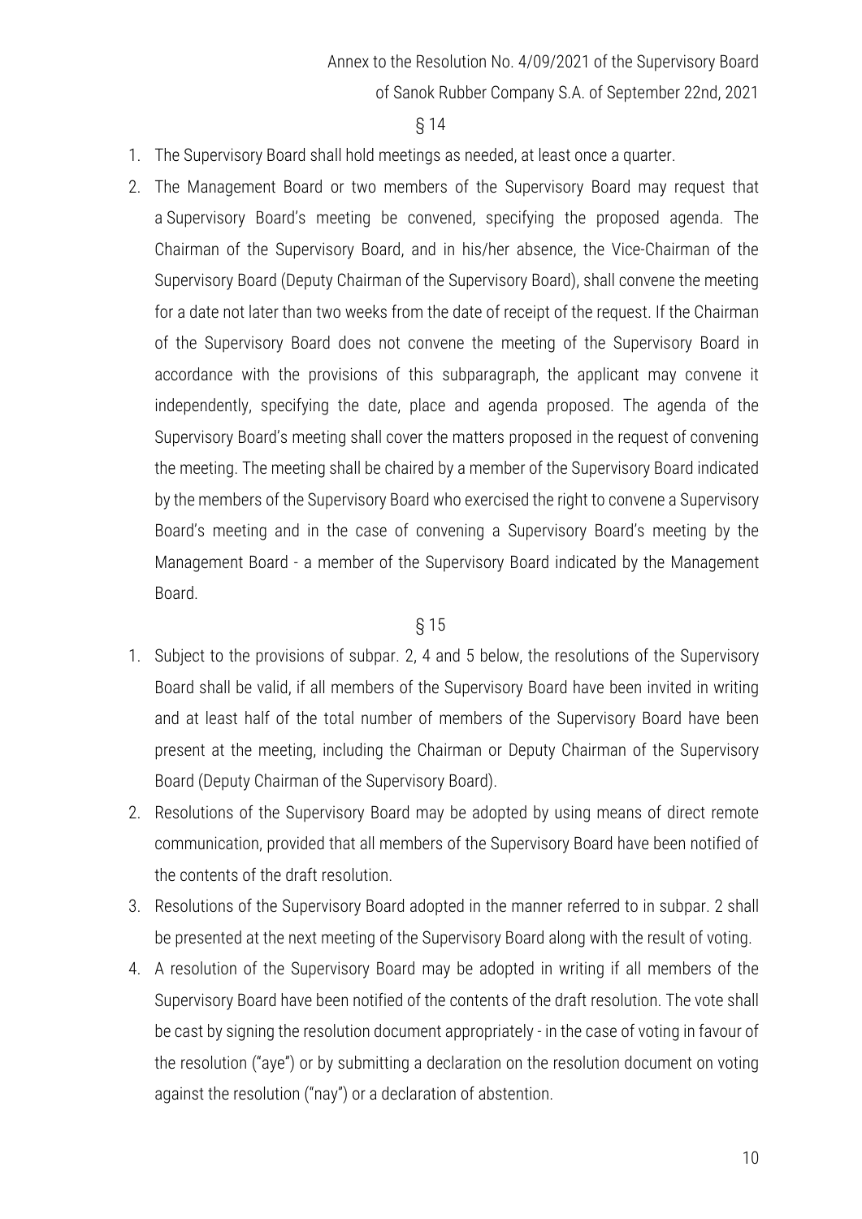Annex to the Resolution No. 4/09/2021 of the Supervisory Board of Sanok Rubber Company S.A. of September 22nd, 2021

§ 14

1. The Supervisory Board shall hold meetings as needed, at least once a quarter.
2. The Management Board or two members of the Supervisory Board may request that a Supervisory Board's meeting be convened, specifying the proposed agenda. The Chairman of the Supervisory Board, and in his/her absence, the Vice-Chairman of the Supervisory Board (Deputy Chairman of the Supervisory Board), shall convene the meeting for a date not later than two weeks from the date of receipt of the request. If the Chairman of the Supervisory Board does not convene the meeting of the Supervisory Board in accordance with the provisions of this subparagraph, the applicant may convene it independently, specifying the date, place and agenda proposed. The agenda of the Supervisory Board's meeting shall cover the matters proposed in the request of convening the meeting. The meeting shall be chaired by a member of the Supervisory Board indicated by the members of the Supervisory Board who exercised the right to convene a Supervisory Board's meeting and in the case of convening a Supervisory Board's meeting by the Management Board - a member of the Supervisory Board indicated by the Management Board.

§ 15

1. Subject to the provisions of subpar. 2, 4 and 5 below, the resolutions of the Supervisory Board shall be valid, if all members of the Supervisory Board have been invited in writing and at least half of the total number of members of the Supervisory Board have been present at the meeting, including the Chairman or Deputy Chairman of the Supervisory Board (Deputy Chairman of the Supervisory Board).
2. Resolutions of the Supervisory Board may be adopted by using means of direct remote communication, provided that all members of the Supervisory Board have been notified of the contents of the draft resolution.
3. Resolutions of the Supervisory Board adopted in the manner referred to in subpar. 2 shall be presented at the next meeting of the Supervisory Board along with the result of voting.
4. A resolution of the Supervisory Board may be adopted in writing if all members of the Supervisory Board have been notified of the contents of the draft resolution. The vote shall be cast by signing the resolution document appropriately - in the case of voting in favour of the resolution ("aye") or by submitting a declaration on the resolution document on voting against the resolution ("nay") or a declaration of abstention.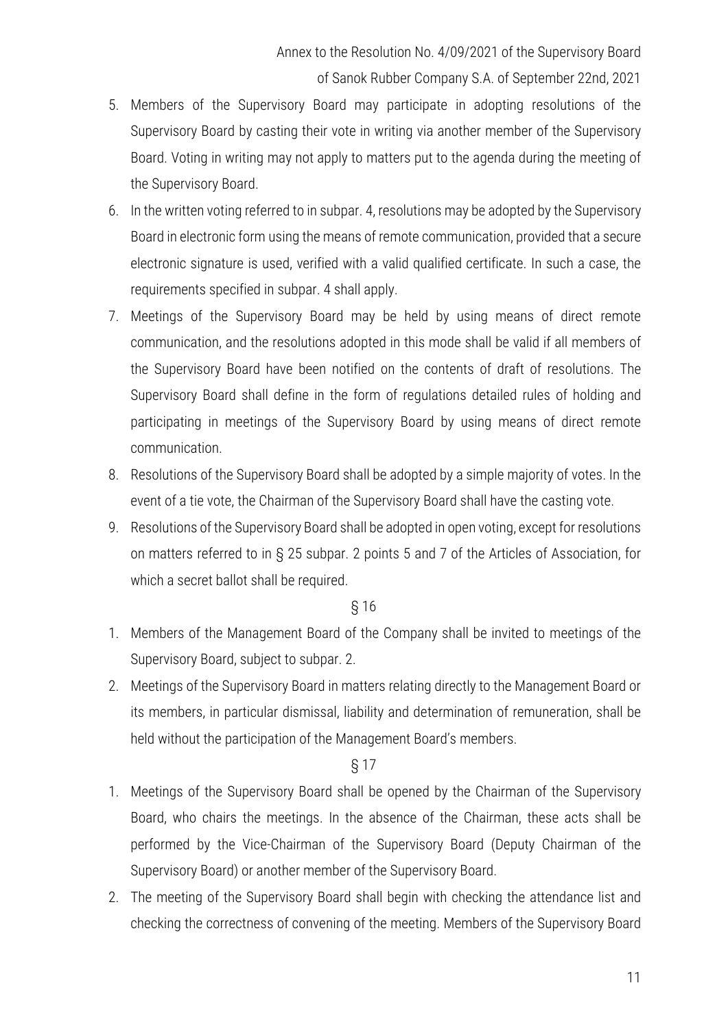5. Members of the Supervisory Board may participate in adopting resolutions of the Supervisory Board by casting their vote in writing via another member of the Supervisory Board. Voting in writing may not apply to matters put to the agenda during the meeting of the Supervisory Board.
6. In the written voting referred to in subpar. 4, resolutions may be adopted by the Supervisory Board in electronic form using the means of remote communication, provided that a secure electronic signature is used, verified with a valid qualified certificate. In such a case, the requirements specified in subpar. 4 shall apply.
7. Meetings of the Supervisory Board may be held by using means of direct remote communication, and the resolutions adopted in this mode shall be valid if all members of the Supervisory Board have been notified on the contents of draft of resolutions. The Supervisory Board shall define in the form of regulations detailed rules of holding and participating in meetings of the Supervisory Board by using means of direct remote communication.
8. Resolutions of the Supervisory Board shall be adopted by a simple majority of votes. In the event of a tie vote, the Chairman of the Supervisory Board shall have the casting vote.
9. Resolutions of the Supervisory Board shall be adopted in open voting, except for resolutions on matters referred to in § 25 subpar. 2 points 5 and 7 of the Articles of Association, for which a secret ballot shall be required.

§ 16

1. Members of the Management Board of the Company shall be invited to meetings of the Supervisory Board, subject to subpar. 2.
2. Meetings of the Supervisory Board in matters relating directly to the Management Board or its members, in particular dismissal, liability and determination of remuneration, shall be held without the participation of the Management Board's members.

§ 17

1. Meetings of the Supervisory Board shall be opened by the Chairman of the Supervisory Board, who chairs the meetings. In the absence of the Chairman, these acts shall be performed by the Vice-Chairman of the Supervisory Board (Deputy Chairman of the Supervisory Board) or another member of the Supervisory Board.
2. The meeting of the Supervisory Board shall begin with checking the attendance list and checking the correctness of convening of the meeting. Members of the Supervisory Board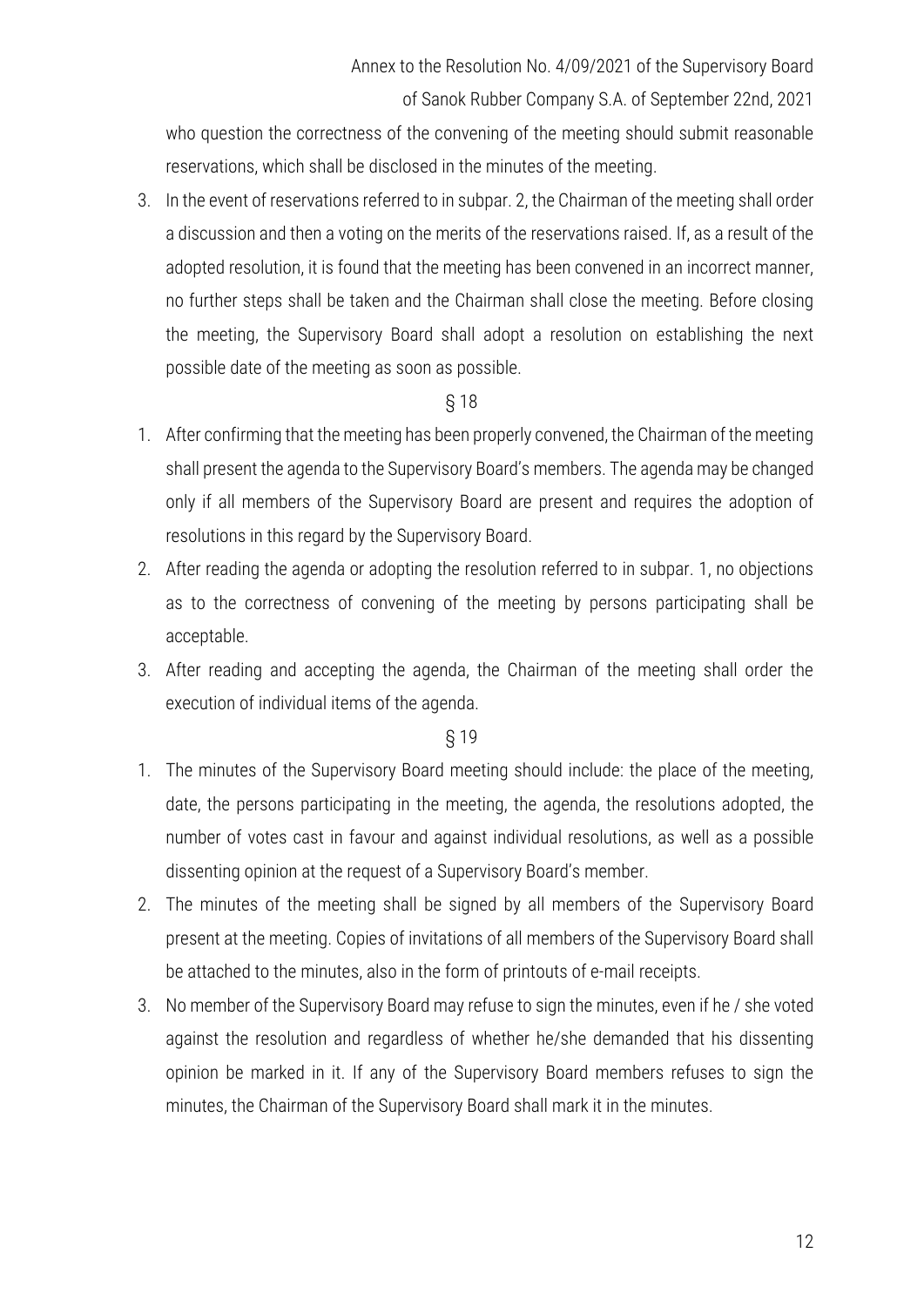who question the correctness of the convening of the meeting should submit reasonable reservations, which shall be disclosed in the minutes of the meeting.

3. In the event of reservations referred to in subpar. 2, the Chairman of the meeting shall order a discussion and then a voting on the merits of the reservations raised. If, as a result of the adopted resolution, it is found that the meeting has been convened in an incorrect manner, no further steps shall be taken and the Chairman shall close the meeting. Before closing the meeting, the Supervisory Board shall adopt a resolution on establishing the next possible date of the meeting as soon as possible.

§ 18

1. After confirming that the meeting has been properly convened, the Chairman of the meeting shall present the agenda to the Supervisory Board's members. The agenda may be changed only if all members of the Supervisory Board are present and requires the adoption of resolutions in this regard by the Supervisory Board.
2. After reading the agenda or adopting the resolution referred to in subpar. 1, no objections as to the correctness of convening of the meeting by persons participating shall be acceptable.
3. After reading and accepting the agenda, the Chairman of the meeting shall order the execution of individual items of the agenda.

§ 19

1. The minutes of the Supervisory Board meeting should include: the place of the meeting, date, the persons participating in the meeting, the agenda, the resolutions adopted, the number of votes cast in favour and against individual resolutions, as well as a possible dissenting opinion at the request of a Supervisory Board's member.
2. The minutes of the meeting shall be signed by all members of the Supervisory Board present at the meeting. Copies of invitations of all members of the Supervisory Board shall be attached to the minutes, also in the form of printouts of e-mail receipts.
3. No member of the Supervisory Board may refuse to sign the minutes, even if he / she voted against the resolution and regardless of whether he/she demanded that his dissenting opinion be marked in it. If any of the Supervisory Board members refuses to sign the minutes, the Chairman of the Supervisory Board shall mark it in the minutes.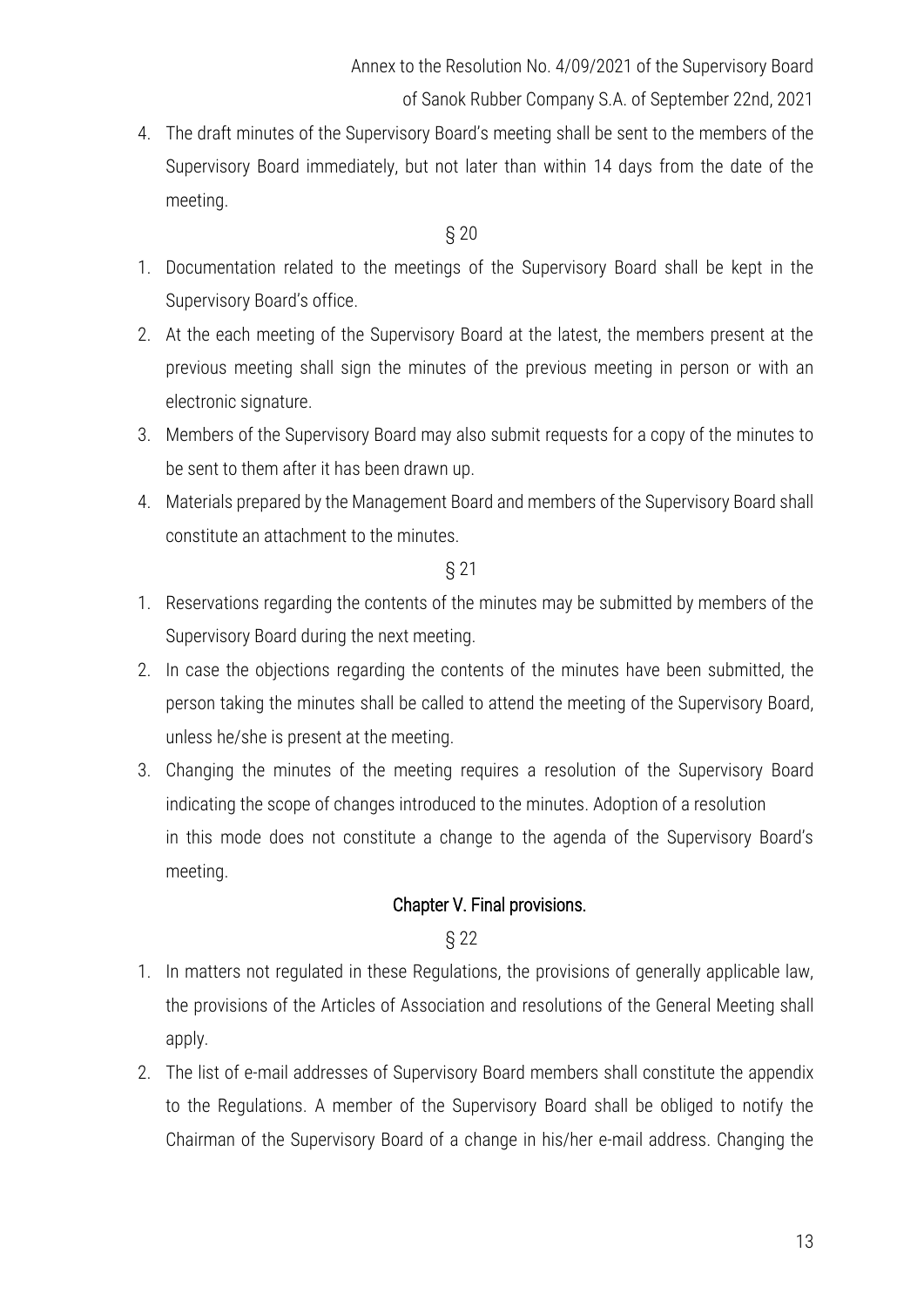4. The draft minutes of the Supervisory Board's meeting shall be sent to the members of the Supervisory Board immediately, but not later than within 14 days from the date of the meeting.

§ 20

1. Documentation related to the meetings of the Supervisory Board shall be kept in the Supervisory Board's office.
2. At the each meeting of the Supervisory Board at the latest, the members present at the previous meeting shall sign the minutes of the previous meeting in person or with an electronic signature.
3. Members of the Supervisory Board may also submit requests for a copy of the minutes to be sent to them after it has been drawn up.
4. Materials prepared by the Management Board and members of the Supervisory Board shall constitute an attachment to the minutes.

§ 21

1. Reservations regarding the contents of the minutes may be submitted by members of the Supervisory Board during the next meeting.
2. In case the objections regarding the contents of the minutes have been submitted, the person taking the minutes shall be called to attend the meeting of the Supervisory Board, unless he/she is present at the meeting.
3. Changing the minutes of the meeting requires a resolution of the Supervisory Board indicating the scope of changes introduced to the minutes. Adoption of a resolution in this mode does not constitute a change to the agenda of the Supervisory Board's meeting.

## Chapter V. Final provisions.

§ 22

1. In matters not regulated in these Regulations, the provisions of generally applicable law, the provisions of the Articles of Association and resolutions of the General Meeting shall apply.
2. The list of e-mail addresses of Supervisory Board members shall constitute the appendix to the Regulations. A member of the Supervisory Board shall be obliged to notify the Chairman of the Supervisory Board of a change in his/her e-mail address. Changing the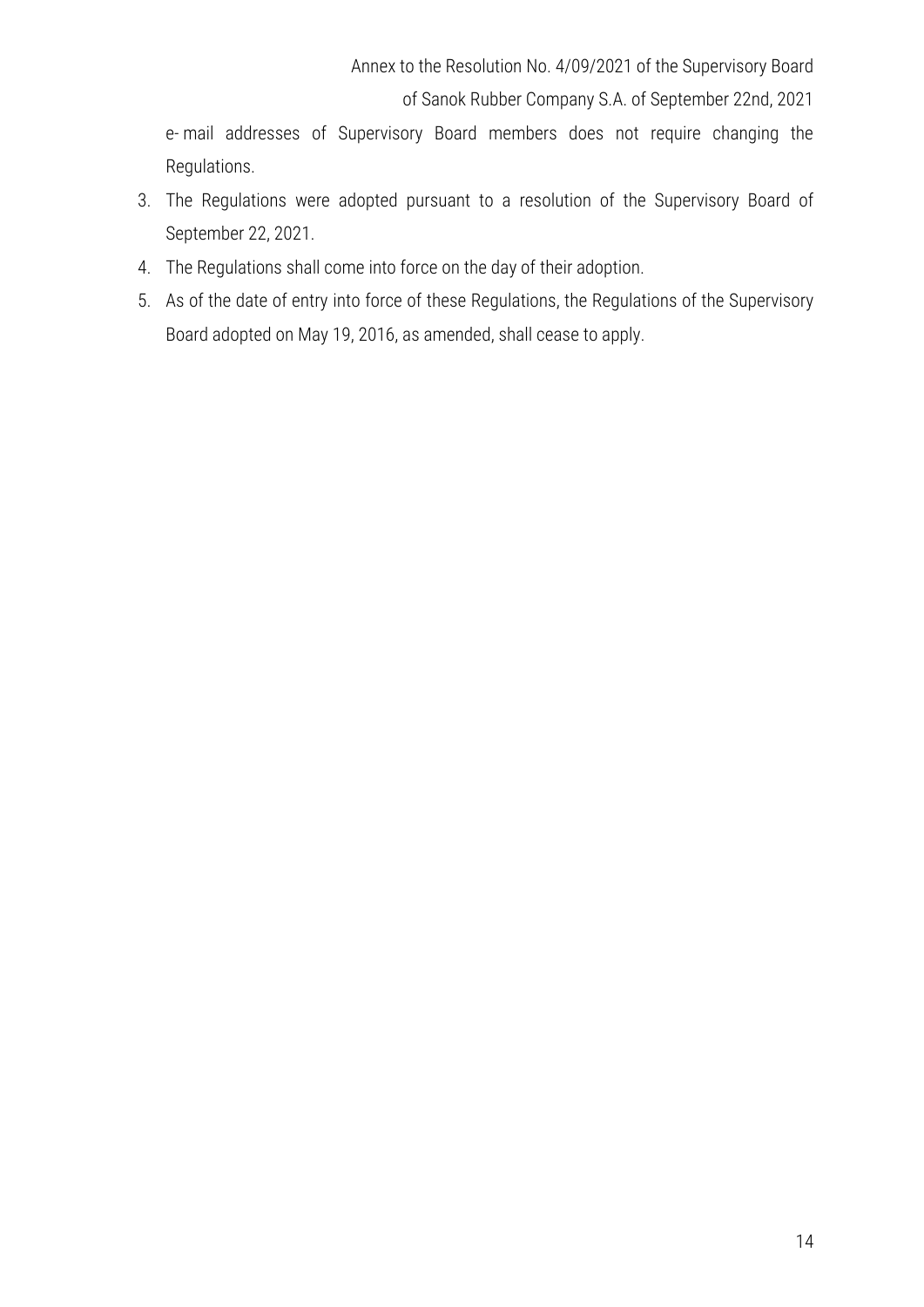e- mail addresses of Supervisory Board members does not require changing the Regulations.

3. The Regulations were adopted pursuant to a resolution of the Supervisory Board of September 22, 2021.
4. The Regulations shall come into force on the day of their adoption.
5. As of the date of entry into force of these Regulations, the Regulations of the Supervisory Board adopted on May 19, 2016, as amended, shall cease to apply.